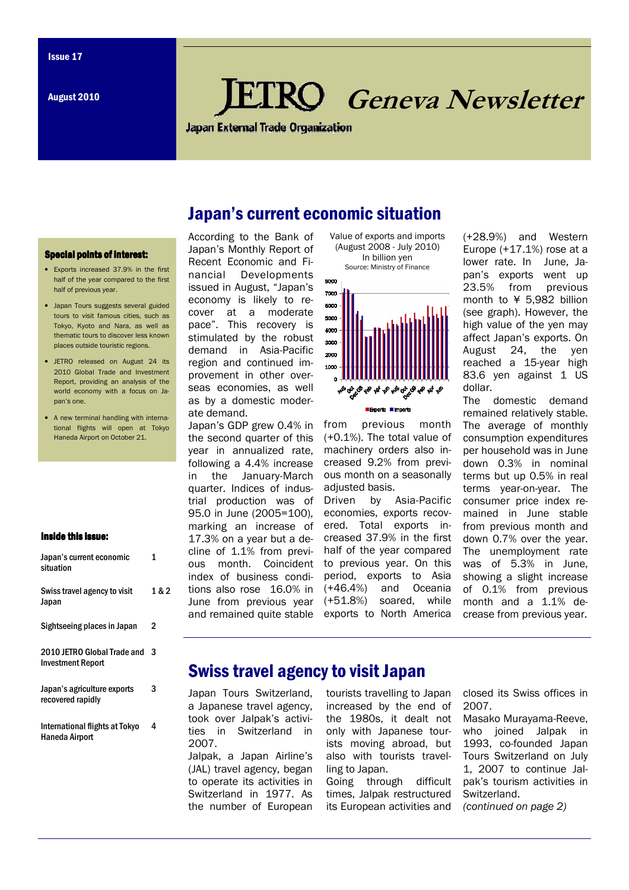Issue 17

August 2010

# JETRO Geneva Newsletter

Japan External Trade Organization

**Special points of interest:**

- Exports increased 37.9% in the first half of the year compared to the first half of previous year.
- Japan Tours suggests several guided tours to visit famous cities, such as Tokyo, Kyoto and Nara, as well as thematic tours to discover less known places outside touristic regions.
- JETRO released on August 24 its 2010 Global Trade and Investment Report, providing an analysis of the world economy with a focus on Japan's one.
- A new terminal handling with international flights will open at Tokyo Haneda Airport on October 21.

**Inside this issue:**

| | |
|---|---|
| Japan's current economic situation | 1 |
| Swiss travel agency to visit Japan | 1 & 2 |
| Sightseeing places in Japan | 2 |
| 2010 JETRO Global Trade and Investment Report | 3 |
| Japan's agriculture exports recovered rapidly | 3 |
| International flights at Tokyo Haneda Airport | 4 |

## Japan's current economic situation

According to the Bank of Japan's Monthly Report of Recent Economic and Financial Developments issued in August, "Japan's economy is likely to recover at a moderate pace". This recovery is stimulated by the robust demand in Asia-Pacific region and continued improvement in other overseas economies, as well as by a domestic moderate demand.

Japan's GDP grew 0.4% in the second quarter of this year in annualized rate, following a 4.4% increase in the January-March quarter. Indices of industrial production was of 95.0 in June (2005=100), marking an increase of 17.3% on a year but a decline of 1.1% from previous month. Coincident index of business conditions also rose 16.0% in June from previous year and remained quite stable from previous month (+0.1%). The total value of machinery orders also increased 9.2% from previous month on a seasonally adjusted basis.

Value of exports and imports (August 2008 - July 2010)
In billion yen
Source: Ministry of Finance

Driven by Asia-Pacific economies, exports recovered. Total exports increased 37.9% in the first half of the year compared to previous year. On this period, exports to Asia (+46.4%) and Oceania (+51.8%) soared, while exports to North America (+28.9%) and Western Europe (+17.1%) rose at a lower rate. In June, Japan's exports went up 23.5% from previous month to ¥ 5,982 billion (see graph). However, the high value of the yen may affect Japan's exports. On August 24, the yen reached a 15-year high 83.6 yen against 1 US dollar.

The domestic demand remained relatively stable. The average of monthly consumption expenditures per household was in June down 0.3% in nominal terms but up 0.5% in real terms year-on-year. The consumer price index remained in June stable from previous month and down 0.7% over the year. The unemployment rate was of 5.3% in June, showing a slight increase of 0.1% from previous month and a 1.1% decrease from previous year.

## Swiss travel agency to visit Japan

Japan Tours Switzerland, a Japanese travel agency, took over Jalpak's activities in Switzerland in 2007.

Jalpak, a Japan Airline's (JAL) travel agency, began to operate its activities in Switzerland in 1977. As the number of European tourists travelling to Japan increased by the end of the 1980s, it dealt not only with Japanese tourists moving abroad, but also with tourists travelling to Japan.

Going through difficult times, Jalpak restructured its European activities and closed its Swiss offices in 2007.

Masako Murayama-Reeve, who joined Jalpak in 1993, co-founded Japan Tours Switzerland on July 1, 2007 to continue Jalpak's tourism activities in Switzerland.

*(continued on page 2)*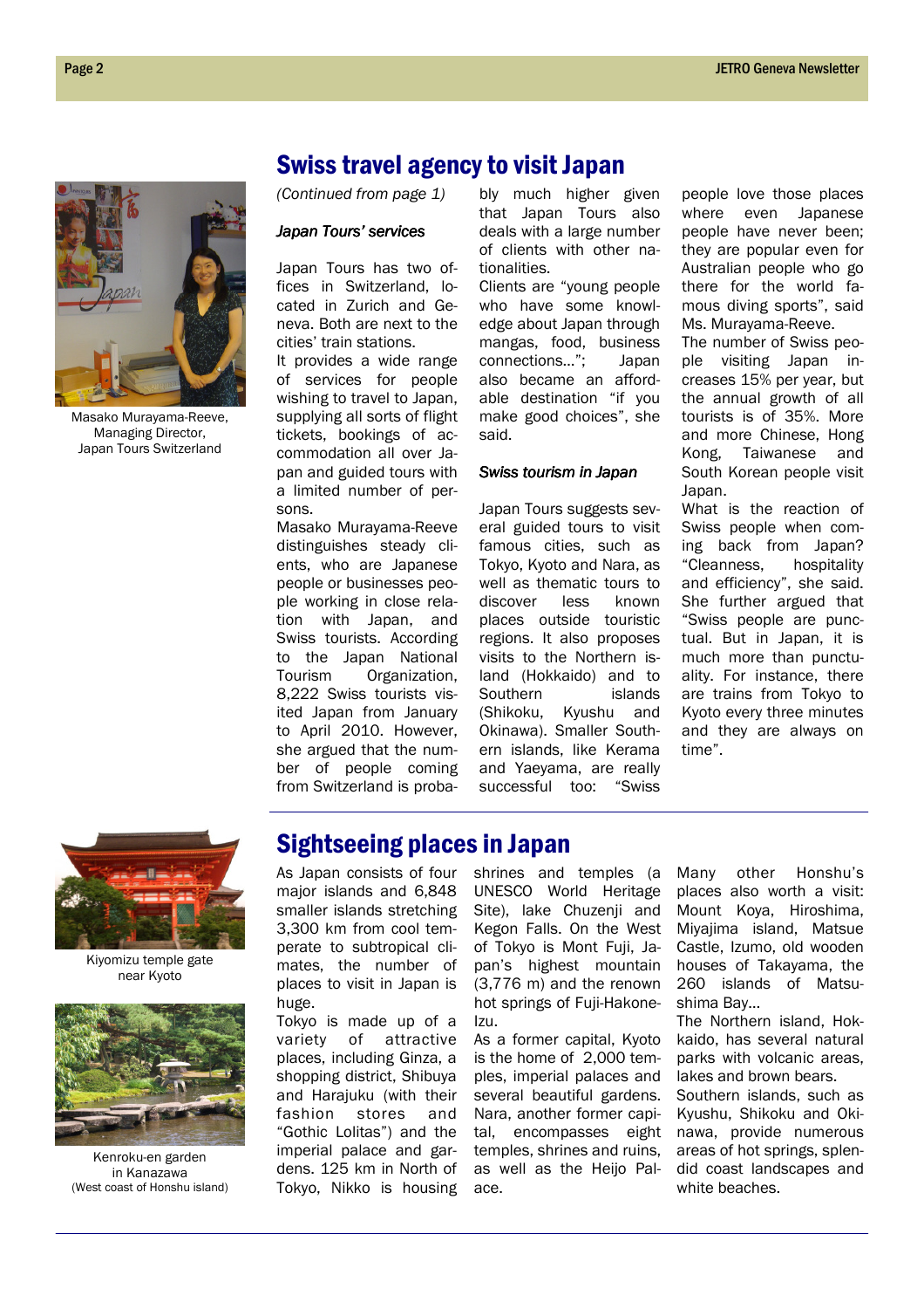## Swiss travel agency to visit Japan

Masako Murayama-Reeve, Managing Director, Japan Tours Switzerland

*(Continued from page 1)*

*Japan Tours' services*

Japan Tours has two offices in Switzerland, located in Zurich and Geneva. Both are next to the cities' train stations.

It provides a wide range of services for people wishing to travel to Japan, supplying all sorts of flight tickets, bookings of accommodation all over Japan and guided tours with a limited number of persons.

Masako Murayama-Reeve distinguishes steady clients, who are Japanese people or businesses people working in close relation with Japan, and Swiss tourists. According to the Japan National Tourism Organization, 8,222 Swiss tourists visited Japan from January to April 2010. However, she argued that the number of people coming from Switzerland is probably much higher given that Japan Tours also deals with a large number of clients with other nationalities.

Clients are "young people who have some knowledge about Japan through mangas, food, business connections…"; Japan also became an affordable destination "if you make good choices", she said.

*Swiss tourism in Japan*

Japan Tours suggests several guided tours to visit famous cities, such as Tokyo, Kyoto and Nara, as well as thematic tours to discover less known places outside touristic regions. It also proposes visits to the Northern island (Hokkaido) and to Southern islands (Shikoku, Kyushu and Okinawa). Smaller Southern islands, like Kerama and Yaeyama, are really successful too: "Swiss people love those places where even Japanese people have never been; they are popular even for Australian people who go there for the world famous diving sports", said Ms. Murayama-Reeve.

The number of Swiss people visiting Japan increases 15% per year, but the annual growth of all tourists is of 35%. More and more Chinese, Hong Kong, Taiwanese and South Korean people visit Japan.

What is the reaction of Swiss people when coming back from Japan? "Cleanness, hospitality and efficiency", she said. She further argued that "Swiss people are punctual. But in Japan, it is much more than punctuality. For instance, there are trains from Tokyo to Kyoto every three minutes and they are always on time".

## Sightseeing places in Japan

Kiyomizu temple gate near Kyoto

Kenroku-en garden in Kanazawa (West coast of Honshu island)

As Japan consists of four major islands and 6,848 smaller islands stretching 3,300 km from cool temperate to subtropical climates, the number of places to visit in Japan is huge.

Tokyo is made up of a variety of attractive places, including Ginza, a shopping district, Shibuya and Harajuku (with their fashion stores and "Gothic Lolitas") and the imperial palace and gardens. 125 km in North of Tokyo, Nikko is housing shrines and temples (a UNESCO World Heritage Site), lake Chuzenji and Kegon Falls. On the West of Tokyo is Mont Fuji, Japan's highest mountain (3,776 m) and the renown hot springs of Fuji-Hakone-Izu.

As a former capital, Kyoto is the home of 2,000 temples, imperial palaces and several beautiful gardens. Nara, another former capital, encompasses eight temples, shrines and ruins, as well as the Heijo Palace.

Many other Honshu's places also worth a visit: Mount Koya, Hiroshima, Miyajima island, Matsue Castle, Izumo, old wooden houses of Takayama, the 260 islands of Matsushima Bay…

The Northern island, Hokkaido, has several natural parks with volcanic areas, lakes and brown bears.

Southern islands, such as Kyushu, Shikoku and Okinawa, provide numerous areas of hot springs, splendid coast landscapes and white beaches.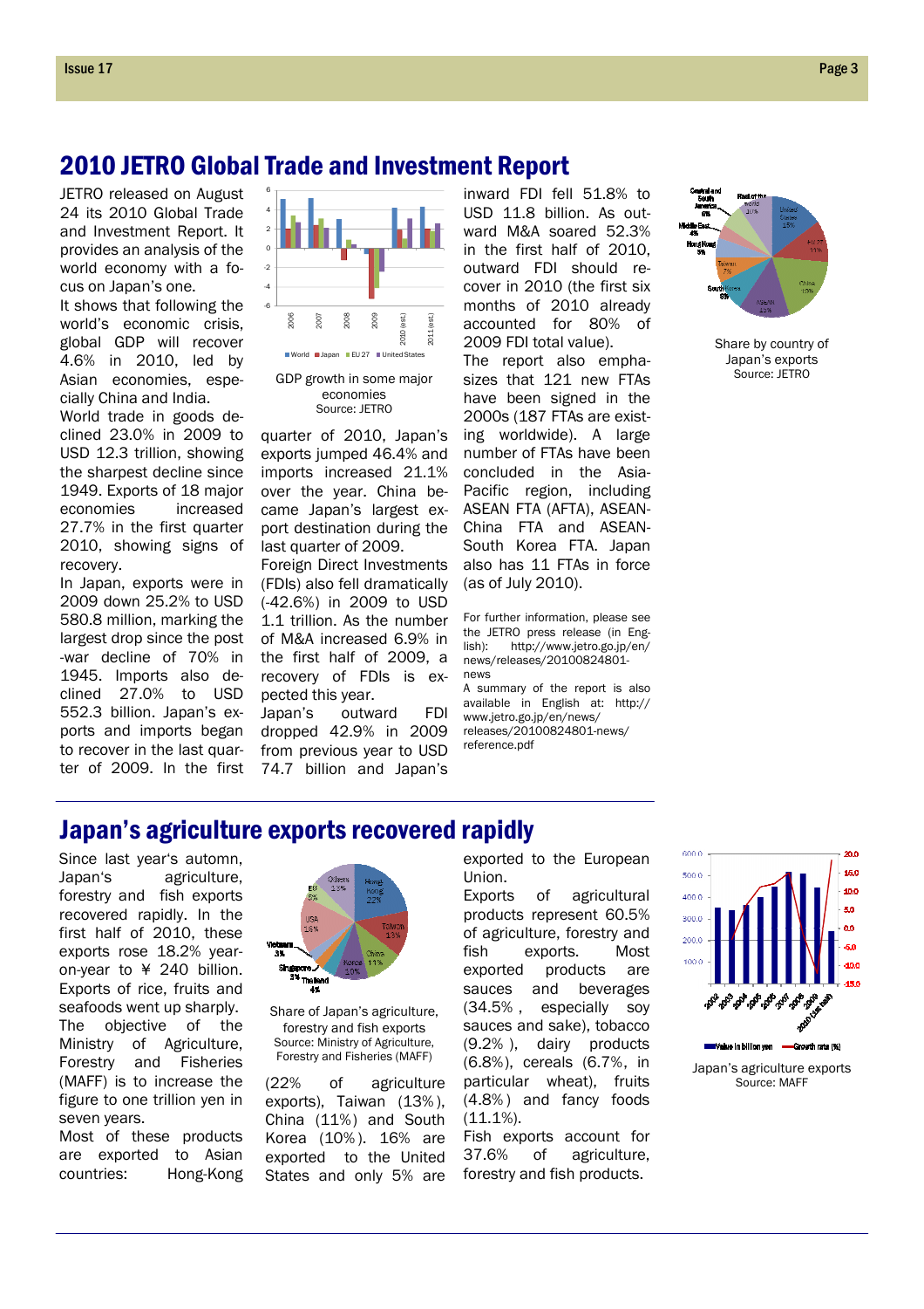## 2010 JETRO Global Trade and Investment Report

JETRO released on August 24 its 2010 Global Trade and Investment Report. It provides an analysis of the world economy with a focus on Japan's one.

It shows that following the world's economic crisis, global GDP will recover 4.6% in 2010, led by Asian economies, especially China and India.

World trade in goods declined 23.0% in 2009 to USD 12.3 trillion, showing the sharpest decline since 1949. Exports of 18 major economies increased 27.7% in the first quarter 2010, showing signs of recovery.

In Japan, exports were in 2009 down 25.2% to USD 580.8 million, marking the largest drop since the post-war decline of 70% in 1945. Imports also declined 27.0% to USD 552.3 billion. Japan's exports and imports began to recover in the last quarter of 2009. In the first quarter of 2010, Japan's exports jumped 46.4% and imports increased 21.1% over the year. China became Japan's largest export destination during the last quarter of 2009.

GDP growth in some major economies
Source: JETRO

Foreign Direct Investments (FDIs) also fell dramatically (-42.6%) in 2009 to USD 1.1 trillion. As the number of M&A increased 6.9% in the first half of 2009, a recovery of FDIs is expected this year.

Japan's outward FDI dropped 42.9% in 2009 from previous year to USD 74.7 billion and Japan's inward FDI fell 51.8% to USD 11.8 billion. As outward M&A soared 52.3% in the first half of 2010, outward FDI should recover in 2010 (the first six months of 2010 already accounted for 80% of 2009 FDI total value).

The report also emphasizes that 121 new FTAs have been signed in the 2000s (187 FTAs are existing worldwide). A large number of FTAs have been concluded in the Asia-Pacific region, including ASEAN FTA (AFTA), ASEAN-China FTA and ASEAN-South Korea FTA. Japan also has 11 FTAs in force (as of July 2010).

For further information, please see the JETRO press release (in English): http://www.jetro.go.jp/en/news/releases/20100824801-news

A summary of the report is also available in English at: http://www.jetro.go.jp/en/news/releases/20100824801-news/reference.pdf

Share by country of Japan's exports
Source: JETRO

## Japan's agriculture exports recovered rapidly

Since last year's automn, Japan's agriculture, forestry and fish exports recovered rapidly. In the first half of 2010, these exports rose 18.2% year-on-year to ¥ 240 billion. Exports of rice, fruits and seafoods went up sharply.

The objective of the Ministry of Agriculture, Forestry and Fisheries (MAFF) is to increase the figure to one trillion yen in seven years.

Most of these products are exported to Asian countries: Hong-Kong (22% of agriculture exports), Taiwan (13%), China (11%) and South Korea (10%). 16% are exported to the United States and only 5% are exported to the European Union.

Share of Japan's agriculture, forestry and fish exports
Source: Ministry of Agriculture, Forestry and Fisheries (MAFF)

Exports of agricultural products represent 60.5% of agriculture, forestry and fish exports. Most exported products are sauces and beverages (34.5%, especially soy sauces and sake), tobacco (9.2%), dairy products (6.8%), cereals (6.7%, in particular wheat), fruits (4.8%) and fancy foods (11.1%).

Fish exports account for 37.6% of agriculture, forestry and fish products.

Japan's agriculture exports
Source: MAFF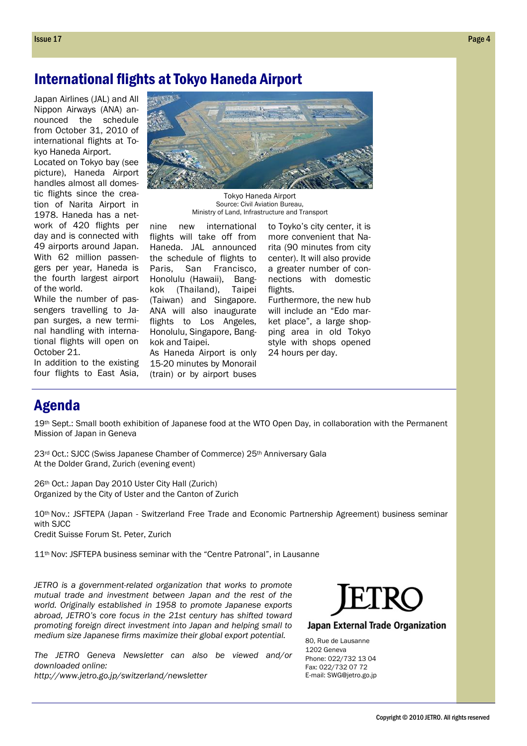# International flights at Tokyo Haneda Airport

Japan Airlines (JAL) and All Nippon Airways (ANA) announced the schedule from October 31, 2010 of international flights at Tokyo Haneda Airport.

Located on Tokyo bay (see picture), Haneda Airport handles almost all domestic flights since the creation of Narita Airport in 1978. Haneda has a network of 420 flights per day and is connected with 49 airports around Japan. With 62 million passengers per year, Haneda is the fourth largest airport of the world.

While the number of passengers travelling to Japan surges, a new terminal handling with international flights will open on October 21.

In addition to the existing four flights to East Asia, nine new international flights will take off from Haneda. JAL announced the schedule of flights to Paris, San Francisco, Honolulu (Hawaii), Bangkok (Thailand), Taipei (Taiwan) and Singapore. ANA will also inaugurate flights to Los Angeles, Honolulu, Singapore, Bangkok and Taipei.

As Haneda Airport is only 15-20 minutes by Monorail (train) or by airport buses to Toyko's city center, it is more convenient that Narita (90 minutes from city center). It will also provide a greater number of connections with domestic flights.

Furthermore, the new hub will include an "Edo market place", a large shopping area in old Tokyo style with shops opened 24 hours per day.

Tokyo Haneda Airport
Source: Civil Aviation Bureau,
Ministry of Land, Infrastructure and Transport

# Agenda

19th Sept.: Small booth exhibition of Japanese food at the WTO Open Day, in collaboration with the Permanent Mission of Japan in Geneva

23rd Oct.: SJCC (Swiss Japanese Chamber of Commerce) 25th Anniversary Gala
At the Dolder Grand, Zurich (evening event)

26th Oct.: Japan Day 2010 Uster City Hall (Zurich)
Organized by the City of Uster and the Canton of Zurich

10th Nov.: JSFTEPA (Japan - Switzerland Free Trade and Economic Partnership Agreement) business seminar with SJCC
Credit Suisse Forum St. Peter, Zurich

11th Nov: JSFTEPA business seminar with the "Centre Patronal", in Lausanne

*JETRO is a government-related organization that works to promote mutual trade and investment between Japan and the rest of the world. Originally established in 1958 to promote Japanese exports abroad, JETRO's core focus in the 21st century has shifted toward promoting foreign direct investment into Japan and helping small to medium size Japanese firms maximize their global export potential.*

*The JETRO Geneva Newsletter can also be viewed and/or downloaded online:*
*http://www.jetro.go.jp/switzerland/newsletter*

JETRO
**Japan External Trade Organization**

80, Rue de Lausanne
1202 Geneva
Phone: 022/732 13 04
Fax: 022/732 07 72
E-mail: SWG@jetro.go.jp

Copyright © 2010 JETRO. All rights reserved